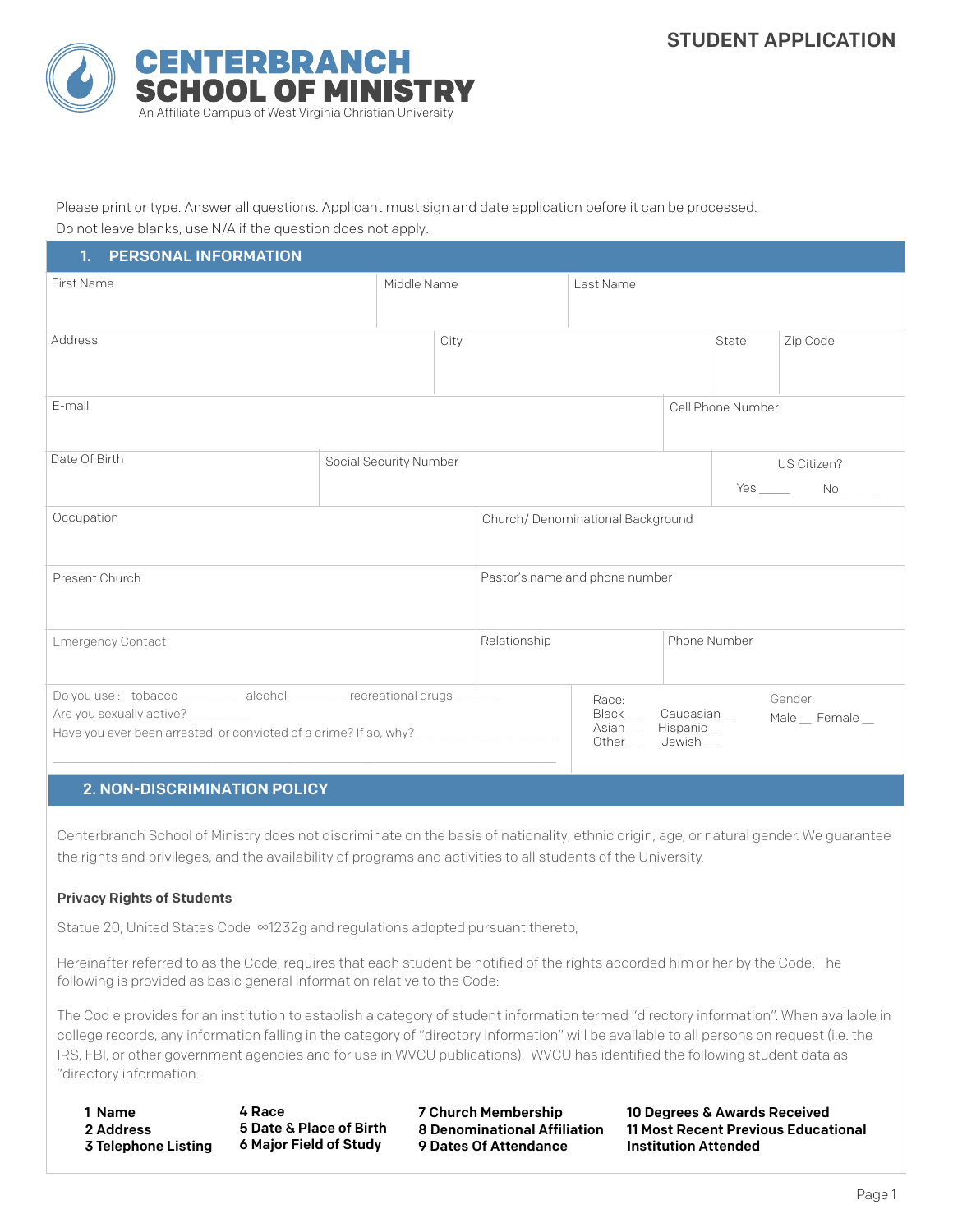# CENTERBRANCH SCHOOL OF MINISTRY

An Affiliate Campus of West Virginia Christian University

## STUDENT APPLICATION

Please print or type. Answer all questions. Applicant must sign and date application before it can be processed.
Do not leave blanks, use N/A if the question does not apply.

## 1. PERSONAL INFORMATION

| First Name | Middle Name | Last Name |
|---|---|---|
| | | |

| Address | City | State | Zip Code |
|---|---|---|---|
| | | | |

| E-mail | Cell Phone Number |
|---|---|
| | |

| Date Of Birth | Social Security Number | US Citizen? Yes _____ No ______ |
|---|---|---|
| | | |

| Occupation | Church/ Denominational Background |
|---|---|
| | |

| Present Church | Pastor's name and phone number |
|---|---|
| | |

| Emergency Contact | Relationship | Phone Number |
|---|---|---|
| | | |

Do you use : tobacco ________ alcohol ________ recreational drugs ______
Are you sexually active? _________
Have you ever been arrested, or convicted of a crime? If so, why? ____________________

Race: Black __ Caucasian __ Asian __ Hispanic __ Other __ Jewish ___

Gender: Male __ Female __

## 2. NON-DISCRIMINATION POLICY

Centerbranch School of Ministry does not discriminate on the basis of nationality, ethnic origin, age, or natural gender. We guarantee the rights and privileges, and the availability of programs and activities to all students of the University.

**Privacy Rights of Students**

Statue 20, United States Code ∞1232g and regulations adopted pursuant thereto,

Hereinafter referred to as the Code, requires that each student be notified of the rights accorded him or her by the Code. The following is provided as basic general information relative to the Code:

The Cod e provides for an institution to establish a category of student information termed "directory information". When available in college records, any information falling in the category of "directory information" will be available to all persons on request (i.e. the IRS, FBI, or other government agencies and for use in WVCU publications). WVCU has identified the following student data as "directory information:

**1 Name**
**2 Address**
**3 Telephone Listing**
**4 Race**
**5 Date & Place of Birth**
**6 Major Field of Study**
**7 Church Membership**
**8 Denominational Affiliation**
**9 Dates Of Attendance**
**10 Degrees & Awards Received**
**11 Most Recent Previous Educational Institution Attended**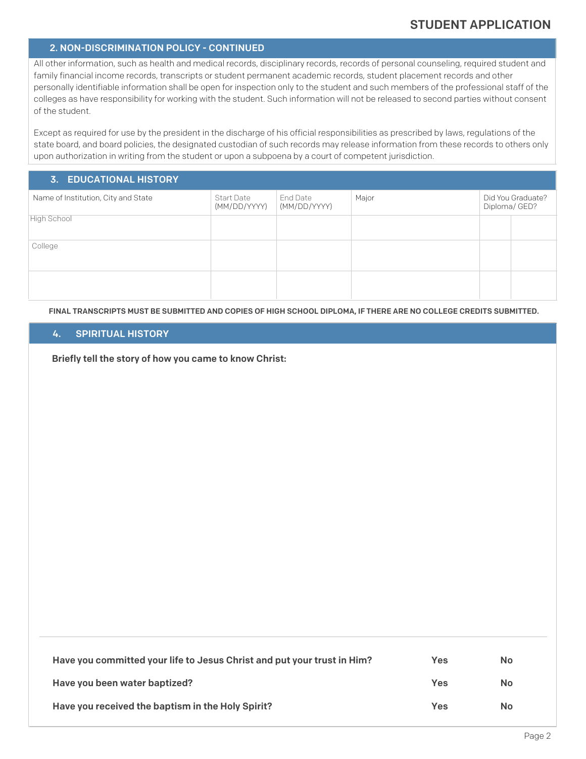## 2. NON-DISCRIMINATION POLICY - CONTINUED

All other information, such as health and medical records, disciplinary records, records of personal counseling, required student and family financial income records, transcripts or student permanent academic records, student placement records and other personally identifiable information shall be open for inspection only to the student and such members of the professional staff of the colleges as have responsibility for working with the student. Such information will not be released to second parties without consent of the student.

Except as required for use by the president in the discharge of his official responsibilities as prescribed by laws, regulations of the state board, and board policies, the designated custodian of such records may release information from these records to others only upon authorization in writing from the student or upon a subpoena by a court of competent jurisdiction.

## 3. EDUCATIONAL HISTORY

| Name of Institution, City and State | Start Date (MM/DD/YYYY) | End Date (MM/DD/YYYY) | Major | Did You Graduate? Diploma/ GED? | |
|---|---|---|---|---|---|
| High School | | | | | |
| College | | | | | |
| | | | | | |

**FINAL TRANSCRIPTS MUST BE SUBMITTED AND COPIES OF HIGH SCHOOL DIPLOMA, IF THERE ARE NO COLLEGE CREDITS SUBMITTED.**

## 4. SPIRITUAL HISTORY

**Briefly tell the story of how you came to know Christ:**

| | | |
|---|---|---|
| **Have you committed your life to Jesus Christ and put your trust in Him?** | **Yes** | **No** |
| **Have you been water baptized?** | **Yes** | **No** |
| **Have you received the baptism in the Holy Spirit?** | **Yes** | **No** |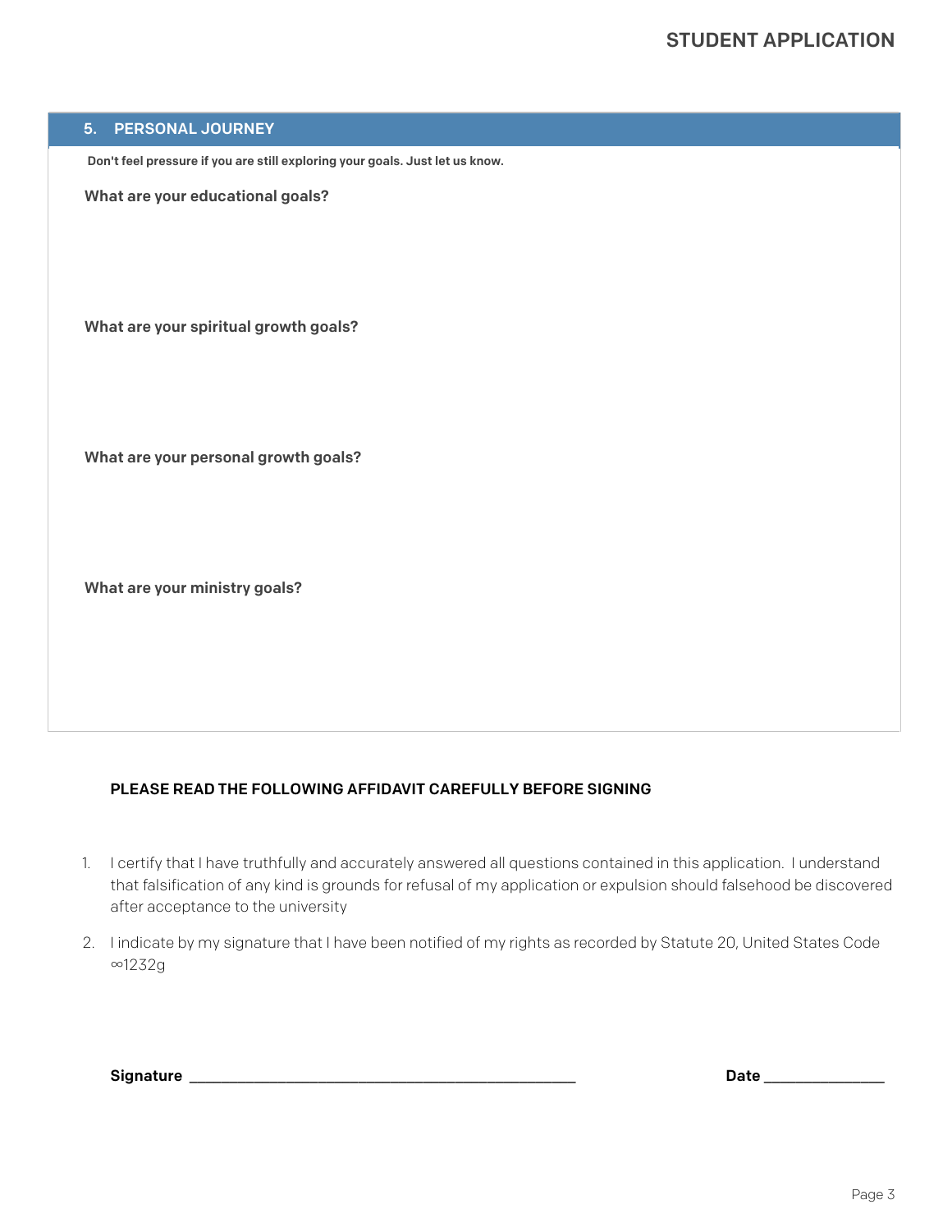## 5. PERSONAL JOURNEY

**Don't feel pressure if you are still exploring your goals. Just let us know.**

**What are your educational goals?**

**What are your spiritual growth goals?**

**What are your personal growth goals?**

**What are your ministry goals?**

**PLEASE READ THE FOLLOWING AFFIDAVIT CAREFULLY BEFORE SIGNING**

1. I certify that I have truthfully and accurately answered all questions contained in this application. I understand that falsification of any kind is grounds for refusal of my application or expulsion should falsehood be discovered after acceptance to the university
2. I indicate by my signature that I have been notified of my rights as recorded by Statute 20, United States Code ∞1232g

**Signature** ______________________________________________ **Date** _______________